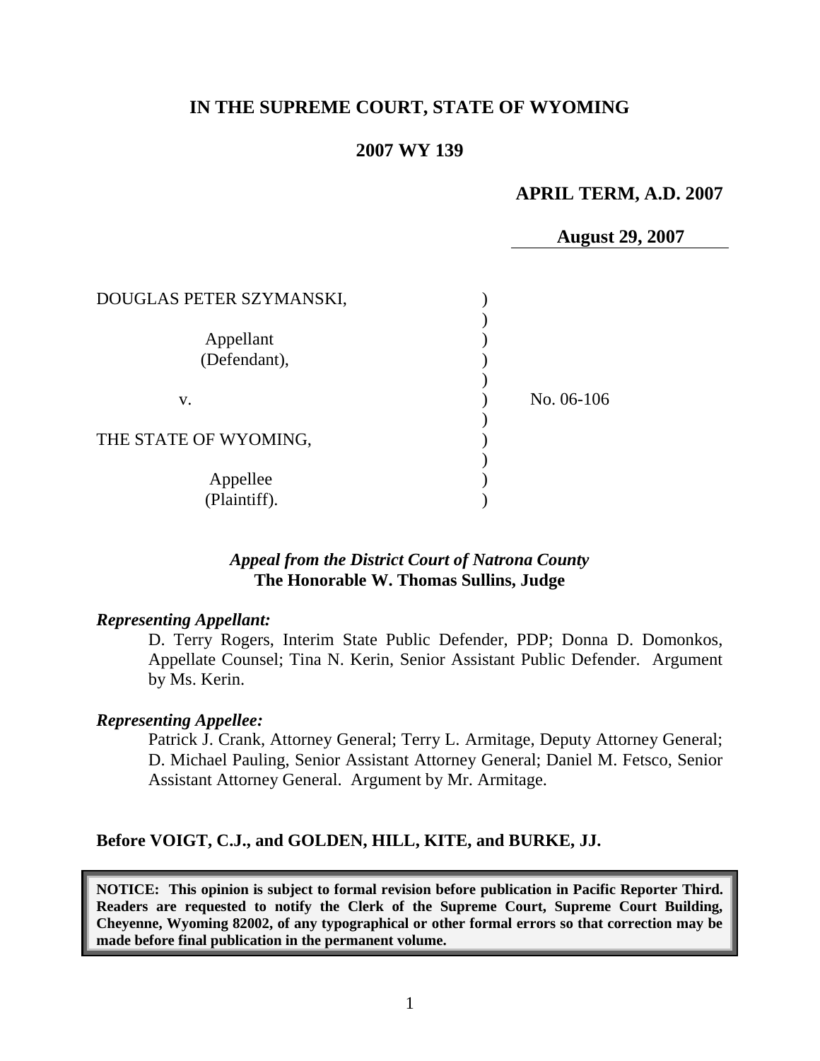# IN THE SUPREME COURT, STATE OF WYOMING

## 2007 WY 139

**APRIL TERM, A.D. 2007**

**August 29, 2007**

| | | |
|---|---|---|
| DOUGLAS PETER SZYMANSKI, | ) | |
| | ) | |
| Appellant | ) | |
| (Defendant), | ) | |
| | ) | |
| v. | ) | No. 06-106 |
| | ) | |
| THE STATE OF WYOMING, | ) | |
| | ) | |
| Appellee | ) | |
| (Plaintiff). | ) | |

***Appeal from the District Court of Natrona County***
**The Honorable W. Thomas Sullins, Judge**

***Representing Appellant:***

D. Terry Rogers, Interim State Public Defender, PDP; Donna D. Domonkos, Appellate Counsel; Tina N. Kerin, Senior Assistant Public Defender. Argument by Ms. Kerin.

***Representing Appellee:***

Patrick J. Crank, Attorney General; Terry L. Armitage, Deputy Attorney General; D. Michael Pauling, Senior Assistant Attorney General; Daniel M. Fetsco, Senior Assistant Attorney General. Argument by Mr. Armitage.

**Before VOIGT, C.J., and GOLDEN, HILL, KITE, and BURKE, JJ.**

**NOTICE: This opinion is subject to formal revision before publication in Pacific Reporter Third. Readers are requested to notify the Clerk of the Supreme Court, Supreme Court Building, Cheyenne, Wyoming 82002, of any typographical or other formal errors so that correction may be made before final publication in the permanent volume.**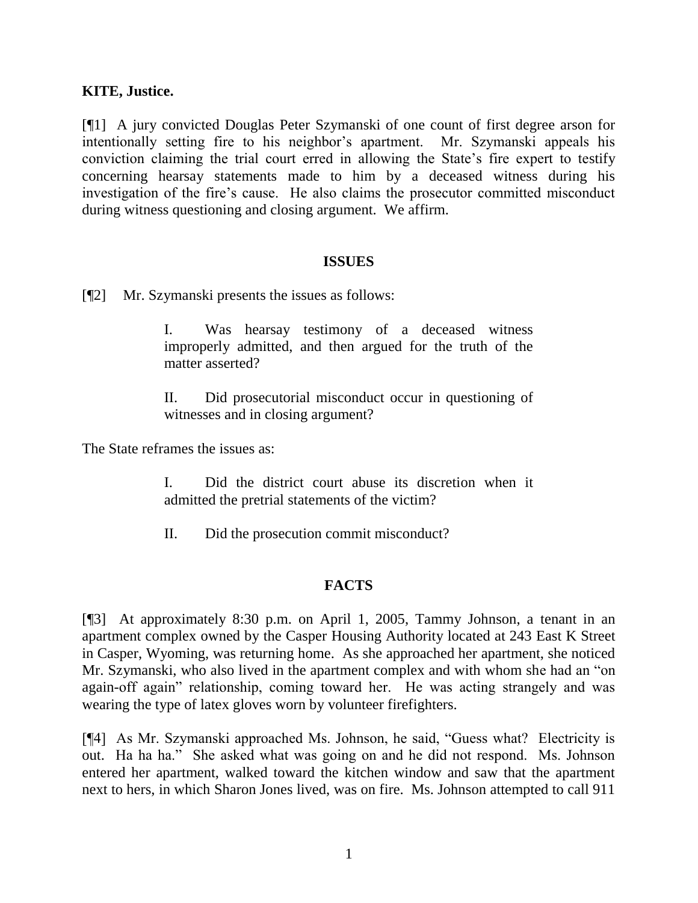**KITE, Justice.**

[¶1] A jury convicted Douglas Peter Szymanski of one count of first degree arson for intentionally setting fire to his neighbor's apartment. Mr. Szymanski appeals his conviction claiming the trial court erred in allowing the State's fire expert to testify concerning hearsay statements made to him by a deceased witness during his investigation of the fire's cause. He also claims the prosecutor committed misconduct during witness questioning and closing argument. We affirm.

## ISSUES

[¶2] Mr. Szymanski presents the issues as follows:

> I. Was hearsay testimony of a deceased witness improperly admitted, and then argued for the truth of the matter asserted?
>
> II. Did prosecutorial misconduct occur in questioning of witnesses and in closing argument?

The State reframes the issues as:

> I. Did the district court abuse its discretion when it admitted the pretrial statements of the victim?
>
> II. Did the prosecution commit misconduct?

## FACTS

[¶3] At approximately 8:30 p.m. on April 1, 2005, Tammy Johnson, a tenant in an apartment complex owned by the Casper Housing Authority located at 243 East K Street in Casper, Wyoming, was returning home. As she approached her apartment, she noticed Mr. Szymanski, who also lived in the apartment complex and with whom she had an "on again-off again" relationship, coming toward her. He was acting strangely and was wearing the type of latex gloves worn by volunteer firefighters.

[¶4] As Mr. Szymanski approached Ms. Johnson, he said, "Guess what? Electricity is out. Ha ha ha." She asked what was going on and he did not respond. Ms. Johnson entered her apartment, walked toward the kitchen window and saw that the apartment next to hers, in which Sharon Jones lived, was on fire. Ms. Johnson attempted to call 911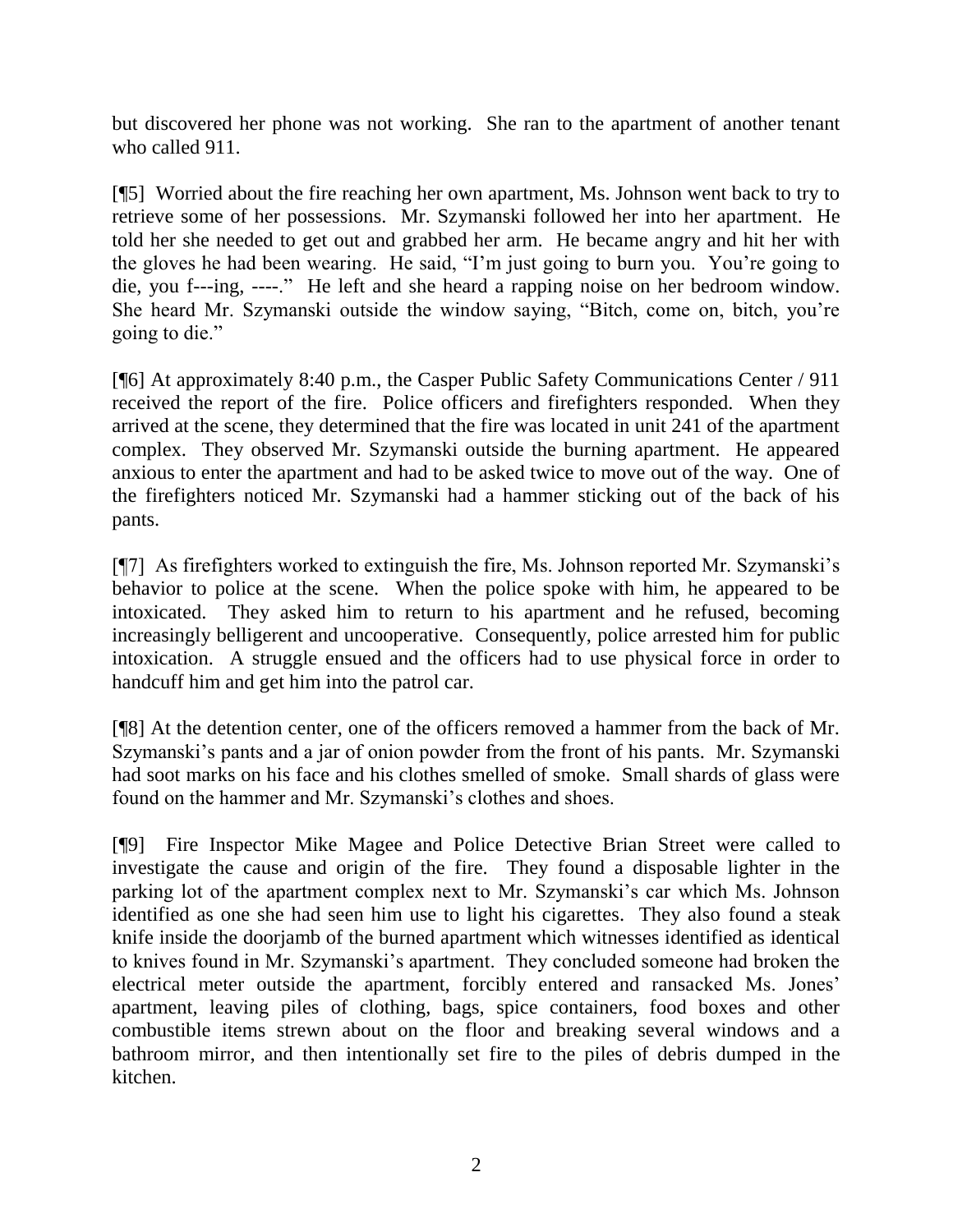but discovered her phone was not working. She ran to the apartment of another tenant who called 911.

[¶5] Worried about the fire reaching her own apartment, Ms. Johnson went back to try to retrieve some of her possessions. Mr. Szymanski followed her into her apartment. He told her she needed to get out and grabbed her arm. He became angry and hit her with the gloves he had been wearing. He said, "I'm just going to burn you. You're going to die, you f---ing, ----." He left and she heard a rapping noise on her bedroom window. She heard Mr. Szymanski outside the window saying, "Bitch, come on, bitch, you're going to die."

[¶6] At approximately 8:40 p.m., the Casper Public Safety Communications Center / 911 received the report of the fire. Police officers and firefighters responded. When they arrived at the scene, they determined that the fire was located in unit 241 of the apartment complex. They observed Mr. Szymanski outside the burning apartment. He appeared anxious to enter the apartment and had to be asked twice to move out of the way. One of the firefighters noticed Mr. Szymanski had a hammer sticking out of the back of his pants.

[¶7] As firefighters worked to extinguish the fire, Ms. Johnson reported Mr. Szymanski's behavior to police at the scene. When the police spoke with him, he appeared to be intoxicated. They asked him to return to his apartment and he refused, becoming increasingly belligerent and uncooperative. Consequently, police arrested him for public intoxication. A struggle ensued and the officers had to use physical force in order to handcuff him and get him into the patrol car.

[¶8] At the detention center, one of the officers removed a hammer from the back of Mr. Szymanski's pants and a jar of onion powder from the front of his pants. Mr. Szymanski had soot marks on his face and his clothes smelled of smoke. Small shards of glass were found on the hammer and Mr. Szymanski's clothes and shoes.

[¶9] Fire Inspector Mike Magee and Police Detective Brian Street were called to investigate the cause and origin of the fire. They found a disposable lighter in the parking lot of the apartment complex next to Mr. Szymanski's car which Ms. Johnson identified as one she had seen him use to light his cigarettes. They also found a steak knife inside the doorjamb of the burned apartment which witnesses identified as identical to knives found in Mr. Szymanski's apartment. They concluded someone had broken the electrical meter outside the apartment, forcibly entered and ransacked Ms. Jones' apartment, leaving piles of clothing, bags, spice containers, food boxes and other combustible items strewn about on the floor and breaking several windows and a bathroom mirror, and then intentionally set fire to the piles of debris dumped in the kitchen.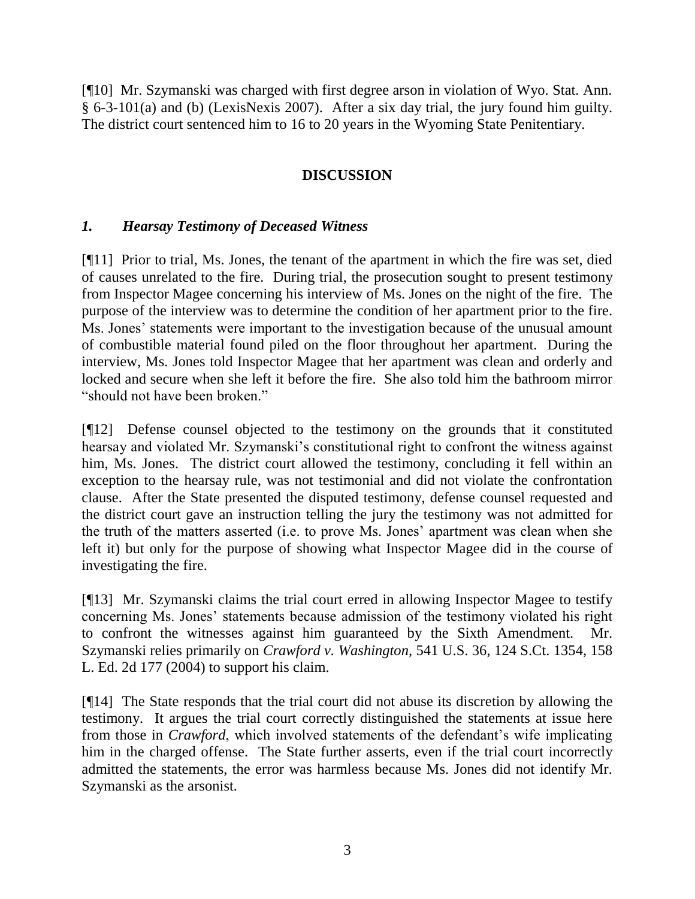[¶10] Mr. Szymanski was charged with first degree arson in violation of Wyo. Stat. Ann. § 6-3-101(a) and (b) (LexisNexis 2007). After a six day trial, the jury found him guilty. The district court sentenced him to 16 to 20 years in the Wyoming State Penitentiary.

## DISCUSSION

### *1. Hearsay Testimony of Deceased Witness*

[¶11] Prior to trial, Ms. Jones, the tenant of the apartment in which the fire was set, died of causes unrelated to the fire. During trial, the prosecution sought to present testimony from Inspector Magee concerning his interview of Ms. Jones on the night of the fire. The purpose of the interview was to determine the condition of her apartment prior to the fire. Ms. Jones' statements were important to the investigation because of the unusual amount of combustible material found piled on the floor throughout her apartment. During the interview, Ms. Jones told Inspector Magee that her apartment was clean and orderly and locked and secure when she left it before the fire. She also told him the bathroom mirror "should not have been broken."

[¶12] Defense counsel objected to the testimony on the grounds that it constituted hearsay and violated Mr. Szymanski's constitutional right to confront the witness against him, Ms. Jones. The district court allowed the testimony, concluding it fell within an exception to the hearsay rule, was not testimonial and did not violate the confrontation clause. After the State presented the disputed testimony, defense counsel requested and the district court gave an instruction telling the jury the testimony was not admitted for the truth of the matters asserted (i.e. to prove Ms. Jones' apartment was clean when she left it) but only for the purpose of showing what Inspector Magee did in the course of investigating the fire.

[¶13] Mr. Szymanski claims the trial court erred in allowing Inspector Magee to testify concerning Ms. Jones' statements because admission of the testimony violated his right to confront the witnesses against him guaranteed by the Sixth Amendment. Mr. Szymanski relies primarily on *Crawford v. Washington*, 541 U.S. 36, 124 S.Ct. 1354, 158 L. Ed. 2d 177 (2004) to support his claim.

[¶14] The State responds that the trial court did not abuse its discretion by allowing the testimony. It argues the trial court correctly distinguished the statements at issue here from those in *Crawford*, which involved statements of the defendant's wife implicating him in the charged offense. The State further asserts, even if the trial court incorrectly admitted the statements, the error was harmless because Ms. Jones did not identify Mr. Szymanski as the arsonist.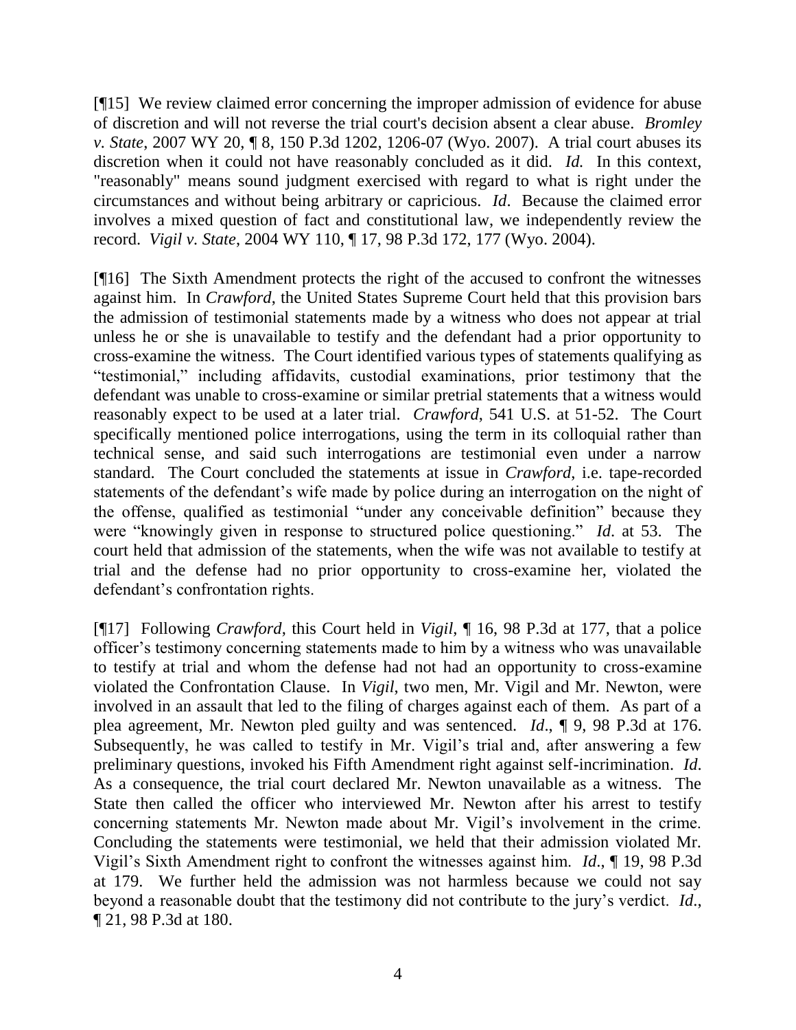[¶15] We review claimed error concerning the improper admission of evidence for abuse of discretion and will not reverse the trial court's decision absent a clear abuse. *Bromley v. State*, 2007 WY 20, ¶ 8, 150 P.3d 1202, 1206-07 (Wyo. 2007). A trial court abuses its discretion when it could not have reasonably concluded as it did. *Id.* In this context, "reasonably" means sound judgment exercised with regard to what is right under the circumstances and without being arbitrary or capricious. *Id*. Because the claimed error involves a mixed question of fact and constitutional law, we independently review the record. *Vigil v. State*, 2004 WY 110, ¶ 17, 98 P.3d 172, 177 (Wyo. 2004).

[¶16] The Sixth Amendment protects the right of the accused to confront the witnesses against him. In *Crawford*, the United States Supreme Court held that this provision bars the admission of testimonial statements made by a witness who does not appear at trial unless he or she is unavailable to testify and the defendant had a prior opportunity to cross-examine the witness. The Court identified various types of statements qualifying as "testimonial," including affidavits, custodial examinations, prior testimony that the defendant was unable to cross-examine or similar pretrial statements that a witness would reasonably expect to be used at a later trial. *Crawford*, 541 U.S. at 51-52. The Court specifically mentioned police interrogations, using the term in its colloquial rather than technical sense, and said such interrogations are testimonial even under a narrow standard. The Court concluded the statements at issue in *Crawford*, i.e. tape-recorded statements of the defendant's wife made by police during an interrogation on the night of the offense, qualified as testimonial "under any conceivable definition" because they were "knowingly given in response to structured police questioning." *Id*. at 53. The court held that admission of the statements, when the wife was not available to testify at trial and the defense had no prior opportunity to cross-examine her, violated the defendant's confrontation rights.

[¶17] Following *Crawford*, this Court held in *Vigil*, ¶ 16, 98 P.3d at 177, that a police officer's testimony concerning statements made to him by a witness who was unavailable to testify at trial and whom the defense had not had an opportunity to cross-examine violated the Confrontation Clause. In *Vigil*, two men, Mr. Vigil and Mr. Newton, were involved in an assault that led to the filing of charges against each of them. As part of a plea agreement, Mr. Newton pled guilty and was sentenced. *Id*., ¶ 9, 98 P.3d at 176. Subsequently, he was called to testify in Mr. Vigil's trial and, after answering a few preliminary questions, invoked his Fifth Amendment right against self-incrimination. *Id*. As a consequence, the trial court declared Mr. Newton unavailable as a witness. The State then called the officer who interviewed Mr. Newton after his arrest to testify concerning statements Mr. Newton made about Mr. Vigil's involvement in the crime. Concluding the statements were testimonial, we held that their admission violated Mr. Vigil's Sixth Amendment right to confront the witnesses against him. *Id*., ¶ 19, 98 P.3d at 179. We further held the admission was not harmless because we could not say beyond a reasonable doubt that the testimony did not contribute to the jury's verdict. *Id*., ¶ 21, 98 P.3d at 180.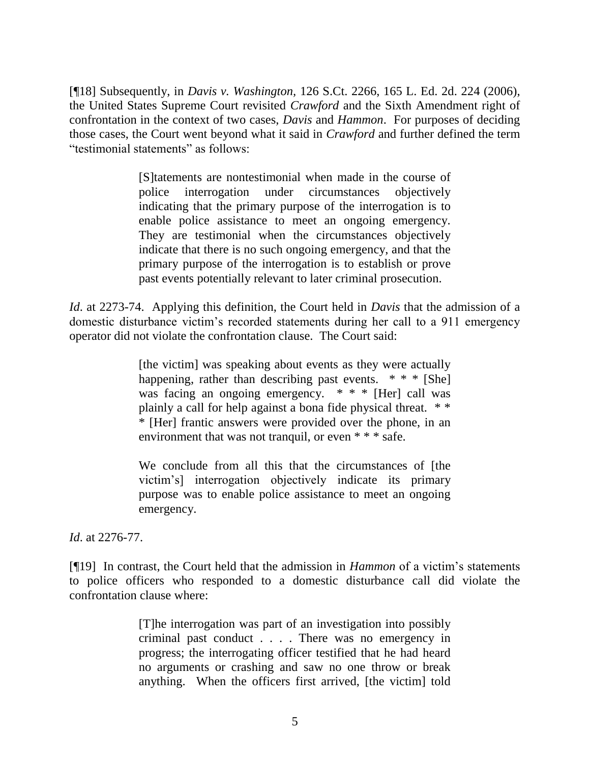[¶18] Subsequently, in *Davis v. Washington*, 126 S.Ct. 2266, 165 L. Ed. 2d. 224 (2006), the United States Supreme Court revisited *Crawford* and the Sixth Amendment right of confrontation in the context of two cases, *Davis* and *Hammon*. For purposes of deciding those cases, the Court went beyond what it said in *Crawford* and further defined the term "testimonial statements" as follows:

> [S]tatements are nontestimonial when made in the course of police interrogation under circumstances objectively indicating that the primary purpose of the interrogation is to enable police assistance to meet an ongoing emergency. They are testimonial when the circumstances objectively indicate that there is no such ongoing emergency, and that the primary purpose of the interrogation is to establish or prove past events potentially relevant to later criminal prosecution.

*Id*. at 2273-74. Applying this definition, the Court held in *Davis* that the admission of a domestic disturbance victim's recorded statements during her call to a 911 emergency operator did not violate the confrontation clause. The Court said:

> [the victim] was speaking about events as they were actually happening, rather than describing past events. * * * [She] was facing an ongoing emergency. * * * [Her] call was plainly a call for help against a bona fide physical threat. * * * [Her] frantic answers were provided over the phone, in an environment that was not tranquil, or even * * * safe.
>
> We conclude from all this that the circumstances of [the victim's] interrogation objectively indicate its primary purpose was to enable police assistance to meet an ongoing emergency.

*Id*. at 2276-77.

[¶19] In contrast, the Court held that the admission in *Hammon* of a victim's statements to police officers who responded to a domestic disturbance call did violate the confrontation clause where:

> [T]he interrogation was part of an investigation into possibly criminal past conduct . . . . There was no emergency in progress; the interrogating officer testified that he had heard no arguments or crashing and saw no one throw or break anything. When the officers first arrived, [the victim] told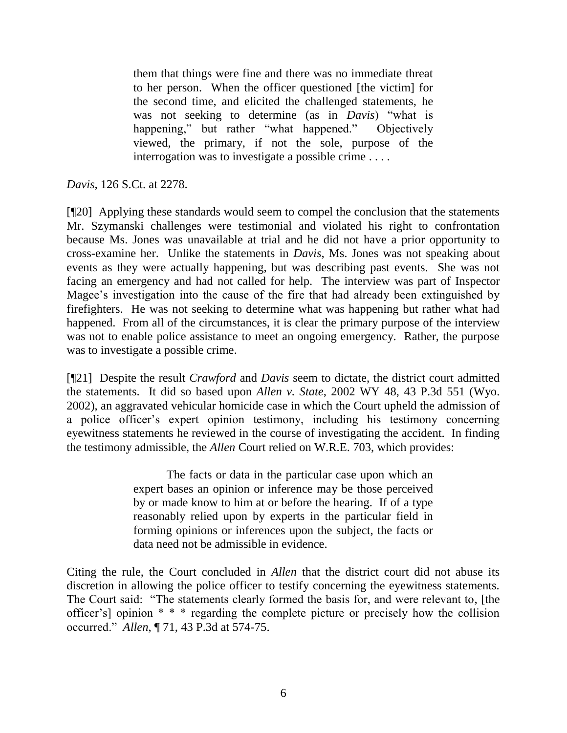> them that things were fine and there was no immediate threat to her person. When the officer questioned [the victim] for the second time, and elicited the challenged statements, he was not seeking to determine (as in *Davis*) "what is happening," but rather "what happened." Objectively viewed, the primary, if not the sole, purpose of the interrogation was to investigate a possible crime . . . .

*Davis*, 126 S.Ct. at 2278.

[¶20] Applying these standards would seem to compel the conclusion that the statements Mr. Szymanski challenges were testimonial and violated his right to confrontation because Ms. Jones was unavailable at trial and he did not have a prior opportunity to cross-examine her. Unlike the statements in *Davis*, Ms. Jones was not speaking about events as they were actually happening, but was describing past events. She was not facing an emergency and had not called for help. The interview was part of Inspector Magee's investigation into the cause of the fire that had already been extinguished by firefighters. He was not seeking to determine what was happening but rather what had happened. From all of the circumstances, it is clear the primary purpose of the interview was not to enable police assistance to meet an ongoing emergency. Rather, the purpose was to investigate a possible crime.

[¶21] Despite the result *Crawford* and *Davis* seem to dictate, the district court admitted the statements. It did so based upon *Allen v. State*, 2002 WY 48, 43 P.3d 551 (Wyo. 2002), an aggravated vehicular homicide case in which the Court upheld the admission of a police officer's expert opinion testimony, including his testimony concerning eyewitness statements he reviewed in the course of investigating the accident. In finding the testimony admissible, the *Allen* Court relied on W.R.E. 703, which provides:

> The facts or data in the particular case upon which an expert bases an opinion or inference may be those perceived by or made know to him at or before the hearing. If of a type reasonably relied upon by experts in the particular field in forming opinions or inferences upon the subject, the facts or data need not be admissible in evidence.

Citing the rule, the Court concluded in *Allen* that the district court did not abuse its discretion in allowing the police officer to testify concerning the eyewitness statements. The Court said: "The statements clearly formed the basis for, and were relevant to, [the officer's] opinion * * * regarding the complete picture or precisely how the collision occurred." *Allen*, ¶ 71, 43 P.3d at 574-75.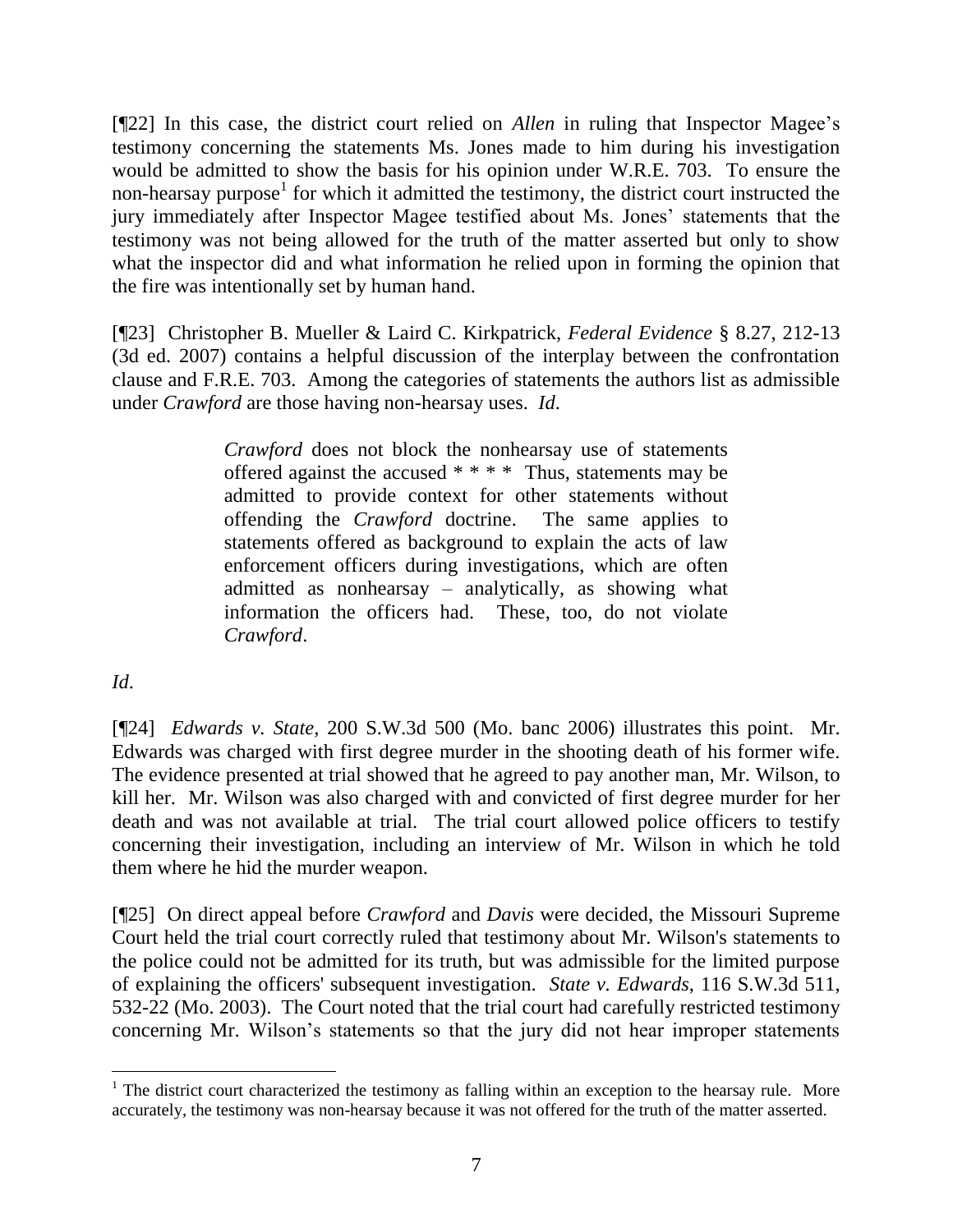[¶22] In this case, the district court relied on *Allen* in ruling that Inspector Magee's testimony concerning the statements Ms. Jones made to him during his investigation would be admitted to show the basis for his opinion under W.R.E. 703. To ensure the non-hearsay purpose[1] for which it admitted the testimony, the district court instructed the jury immediately after Inspector Magee testified about Ms. Jones' statements that the testimony was not being allowed for the truth of the matter asserted but only to show what the inspector did and what information he relied upon in forming the opinion that the fire was intentionally set by human hand.

[¶23] Christopher B. Mueller & Laird C. Kirkpatrick, *Federal Evidence* § 8.27, 212-13 (3d ed. 2007) contains a helpful discussion of the interplay between the confrontation clause and F.R.E. 703. Among the categories of statements the authors list as admissible under *Crawford* are those having non-hearsay uses. *Id*.

> *Crawford* does not block the nonhearsay use of statements offered against the accused * * * * Thus, statements may be admitted to provide context for other statements without offending the *Crawford* doctrine. The same applies to statements offered as background to explain the acts of law enforcement officers during investigations, which are often admitted as nonhearsay – analytically, as showing what information the officers had. These, too, do not violate *Crawford*.

*Id*.

[¶24] *Edwards v. State*, 200 S.W.3d 500 (Mo. banc 2006) illustrates this point. Mr. Edwards was charged with first degree murder in the shooting death of his former wife. The evidence presented at trial showed that he agreed to pay another man, Mr. Wilson, to kill her. Mr. Wilson was also charged with and convicted of first degree murder for her death and was not available at trial. The trial court allowed police officers to testify concerning their investigation, including an interview of Mr. Wilson in which he told them where he hid the murder weapon.

[¶25] On direct appeal before *Crawford* and *Davis* were decided, the Missouri Supreme Court held the trial court correctly ruled that testimony about Mr. Wilson's statements to the police could not be admitted for its truth, but was admissible for the limited purpose of explaining the officers' subsequent investigation. *State v. Edwards*, 116 S.W.3d 511, 532-22 (Mo. 2003). The Court noted that the trial court had carefully restricted testimony concerning Mr. Wilson's statements so that the jury did not hear improper statements

[1] The district court characterized the testimony as falling within an exception to the hearsay rule. More accurately, the testimony was non-hearsay because it was not offered for the truth of the matter asserted.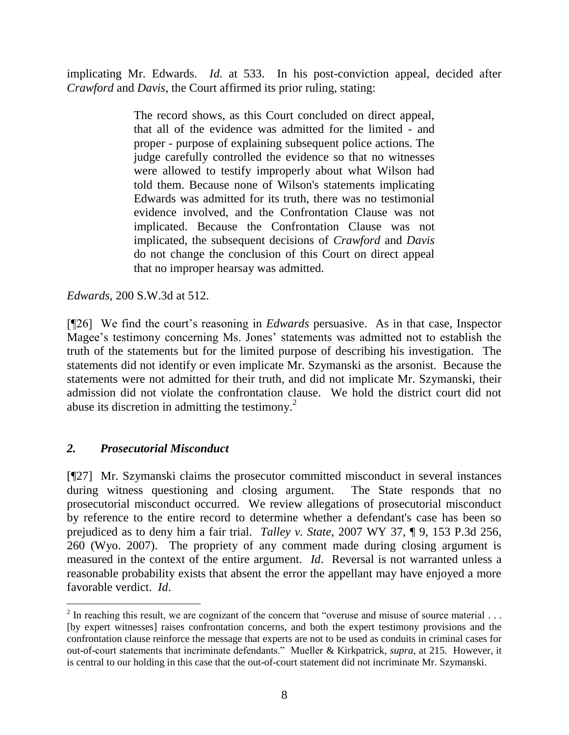implicating Mr. Edwards. *Id.* at 533. In his post-conviction appeal, decided after *Crawford* and *Davis*, the Court affirmed its prior ruling, stating:

> The record shows, as this Court concluded on direct appeal, that all of the evidence was admitted for the limited - and proper - purpose of explaining subsequent police actions. The judge carefully controlled the evidence so that no witnesses were allowed to testify improperly about what Wilson had told them. Because none of Wilson's statements implicating Edwards was admitted for its truth, there was no testimonial evidence involved, and the Confrontation Clause was not implicated. Because the Confrontation Clause was not implicated, the subsequent decisions of *Crawford* and *Davis* do not change the conclusion of this Court on direct appeal that no improper hearsay was admitted.

*Edwards*, 200 S.W.3d at 512.

[¶26] We find the court's reasoning in *Edwards* persuasive. As in that case, Inspector Magee's testimony concerning Ms. Jones' statements was admitted not to establish the truth of the statements but for the limited purpose of describing his investigation. The statements did not identify or even implicate Mr. Szymanski as the arsonist. Because the statements were not admitted for their truth, and did not implicate Mr. Szymanski, their admission did not violate the confrontation clause. We hold the district court did not abuse its discretion in admitting the testimony.[2]

### *2. Prosecutorial Misconduct*

[¶27] Mr. Szymanski claims the prosecutor committed misconduct in several instances during witness questioning and closing argument. The State responds that no prosecutorial misconduct occurred. We review allegations of prosecutorial misconduct by reference to the entire record to determine whether a defendant's case has been so prejudiced as to deny him a fair trial. *Talley v. State*, 2007 WY 37, ¶ 9, 153 P.3d 256, 260 (Wyo. 2007). The propriety of any comment made during closing argument is measured in the context of the entire argument. *Id*. Reversal is not warranted unless a reasonable probability exists that absent the error the appellant may have enjoyed a more favorable verdict. *Id*.

---

[2] In reaching this result, we are cognizant of the concern that "overuse and misuse of source material . . . [by expert witnesses] raises confrontation concerns, and both the expert testimony provisions and the confrontation clause reinforce the message that experts are not to be used as conduits in criminal cases for out-of-court statements that incriminate defendants." Mueller & Kirkpatrick, *supra,* at 215. However, it is central to our holding in this case that the out-of-court statement did not incriminate Mr. Szymanski.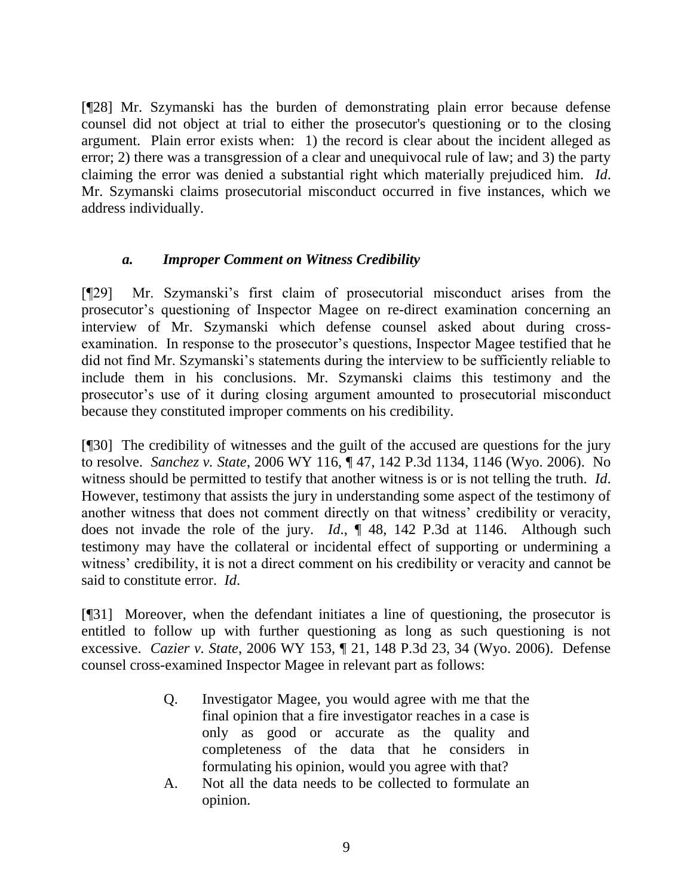[¶28] Mr. Szymanski has the burden of demonstrating plain error because defense counsel did not object at trial to either the prosecutor's questioning or to the closing argument. Plain error exists when: 1) the record is clear about the incident alleged as error; 2) there was a transgression of a clear and unequivocal rule of law; and 3) the party claiming the error was denied a substantial right which materially prejudiced him. *Id*. Mr. Szymanski claims prosecutorial misconduct occurred in five instances, which we address individually.

### *a. Improper Comment on Witness Credibility*

[¶29] Mr. Szymanski's first claim of prosecutorial misconduct arises from the prosecutor's questioning of Inspector Magee on re-direct examination concerning an interview of Mr. Szymanski which defense counsel asked about during cross-examination. In response to the prosecutor's questions, Inspector Magee testified that he did not find Mr. Szymanski's statements during the interview to be sufficiently reliable to include them in his conclusions. Mr. Szymanski claims this testimony and the prosecutor's use of it during closing argument amounted to prosecutorial misconduct because they constituted improper comments on his credibility.

[¶30] The credibility of witnesses and the guilt of the accused are questions for the jury to resolve. *Sanchez v. State*, 2006 WY 116, ¶ 47, 142 P.3d 1134, 1146 (Wyo. 2006). No witness should be permitted to testify that another witness is or is not telling the truth. *Id*. However, testimony that assists the jury in understanding some aspect of the testimony of another witness that does not comment directly on that witness' credibility or veracity, does not invade the role of the jury. *Id*., ¶ 48, 142 P.3d at 1146. Although such testimony may have the collateral or incidental effect of supporting or undermining a witness' credibility, it is not a direct comment on his credibility or veracity and cannot be said to constitute error. *Id*.

[¶31] Moreover, when the defendant initiates a line of questioning, the prosecutor is entitled to follow up with further questioning as long as such questioning is not excessive. *Cazier v. State*, 2006 WY 153, ¶ 21, 148 P.3d 23, 34 (Wyo. 2006). Defense counsel cross-examined Inspector Magee in relevant part as follows:

> Q. Investigator Magee, you would agree with me that the final opinion that a fire investigator reaches in a case is only as good or accurate as the quality and completeness of the data that he considers in formulating his opinion, would you agree with that?
>
> A. Not all the data needs to be collected to formulate an opinion.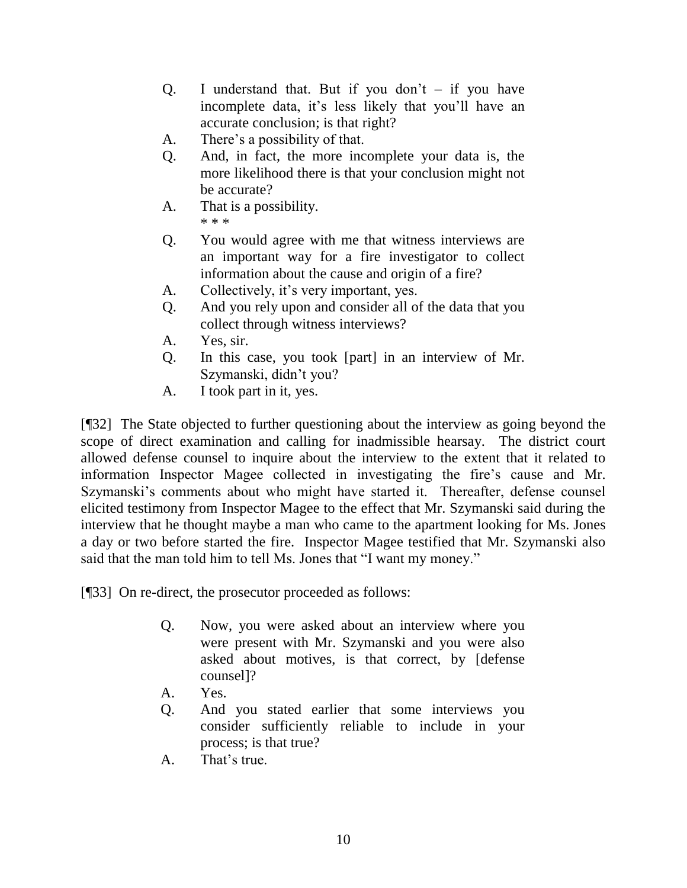Q. I understand that. But if you don't – if you have incomplete data, it's less likely that you'll have an accurate conclusion; is that right?

A. There's a possibility of that.

Q. And, in fact, the more incomplete your data is, the more likelihood there is that your conclusion might not be accurate?

A. That is a possibility.

\* \* \*

Q. You would agree with me that witness interviews are an important way for a fire investigator to collect information about the cause and origin of a fire?

A. Collectively, it's very important, yes.

Q. And you rely upon and consider all of the data that you collect through witness interviews?

A. Yes, sir.

Q. In this case, you took [part] in an interview of Mr. Szymanski, didn't you?

A. I took part in it, yes.

[¶32] The State objected to further questioning about the interview as going beyond the scope of direct examination and calling for inadmissible hearsay. The district court allowed defense counsel to inquire about the interview to the extent that it related to information Inspector Magee collected in investigating the fire's cause and Mr. Szymanski's comments about who might have started it. Thereafter, defense counsel elicited testimony from Inspector Magee to the effect that Mr. Szymanski said during the interview that he thought maybe a man who came to the apartment looking for Ms. Jones a day or two before started the fire. Inspector Magee testified that Mr. Szymanski also said that the man told him to tell Ms. Jones that "I want my money."

[¶33] On re-direct, the prosecutor proceeded as follows:

Q. Now, you were asked about an interview where you were present with Mr. Szymanski and you were also asked about motives, is that correct, by [defense counsel]?

A. Yes.

Q. And you stated earlier that some interviews you consider sufficiently reliable to include in your process; is that true?

A. That's true.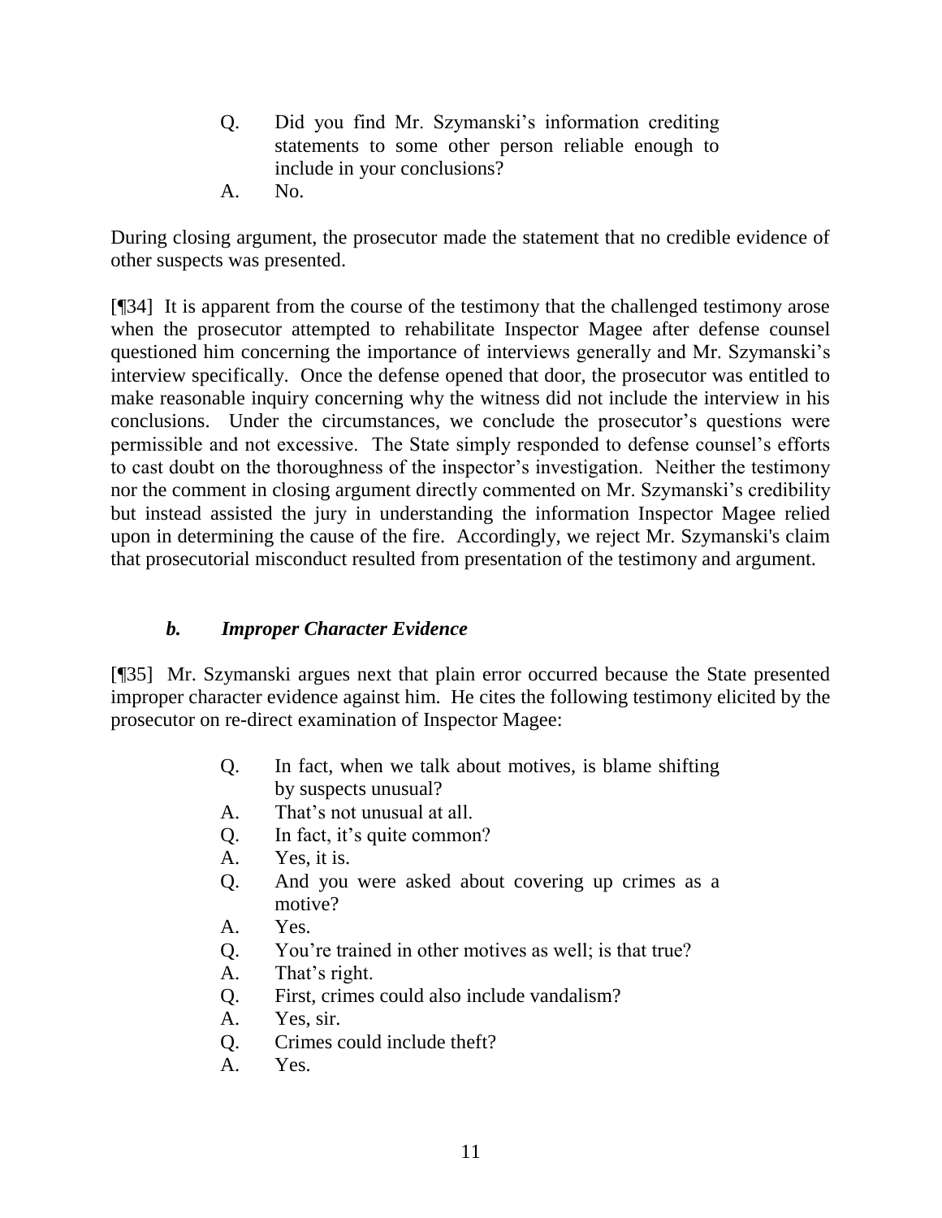> Q. Did you find Mr. Szymanski's information crediting statements to some other person reliable enough to include in your conclusions?
>
> A. No.

During closing argument, the prosecutor made the statement that no credible evidence of other suspects was presented.

[¶34] It is apparent from the course of the testimony that the challenged testimony arose when the prosecutor attempted to rehabilitate Inspector Magee after defense counsel questioned him concerning the importance of interviews generally and Mr. Szymanski's interview specifically. Once the defense opened that door, the prosecutor was entitled to make reasonable inquiry concerning why the witness did not include the interview in his conclusions. Under the circumstances, we conclude the prosecutor's questions were permissible and not excessive. The State simply responded to defense counsel's efforts to cast doubt on the thoroughness of the inspector's investigation. Neither the testimony nor the comment in closing argument directly commented on Mr. Szymanski's credibility but instead assisted the jury in understanding the information Inspector Magee relied upon in determining the cause of the fire. Accordingly, we reject Mr. Szymanski's claim that prosecutorial misconduct resulted from presentation of the testimony and argument.

### *b. Improper Character Evidence*

[¶35] Mr. Szymanski argues next that plain error occurred because the State presented improper character evidence against him. He cites the following testimony elicited by the prosecutor on re-direct examination of Inspector Magee:

> Q. In fact, when we talk about motives, is blame shifting by suspects unusual?
>
> A. That's not unusual at all.
>
> Q. In fact, it's quite common?
>
> A. Yes, it is.
>
> Q. And you were asked about covering up crimes as a motive?
>
> A. Yes.
>
> Q. You're trained in other motives as well; is that true?
>
> A. That's right.
>
> Q. First, crimes could also include vandalism?
>
> A. Yes, sir.
>
> Q. Crimes could include theft?
>
> A. Yes.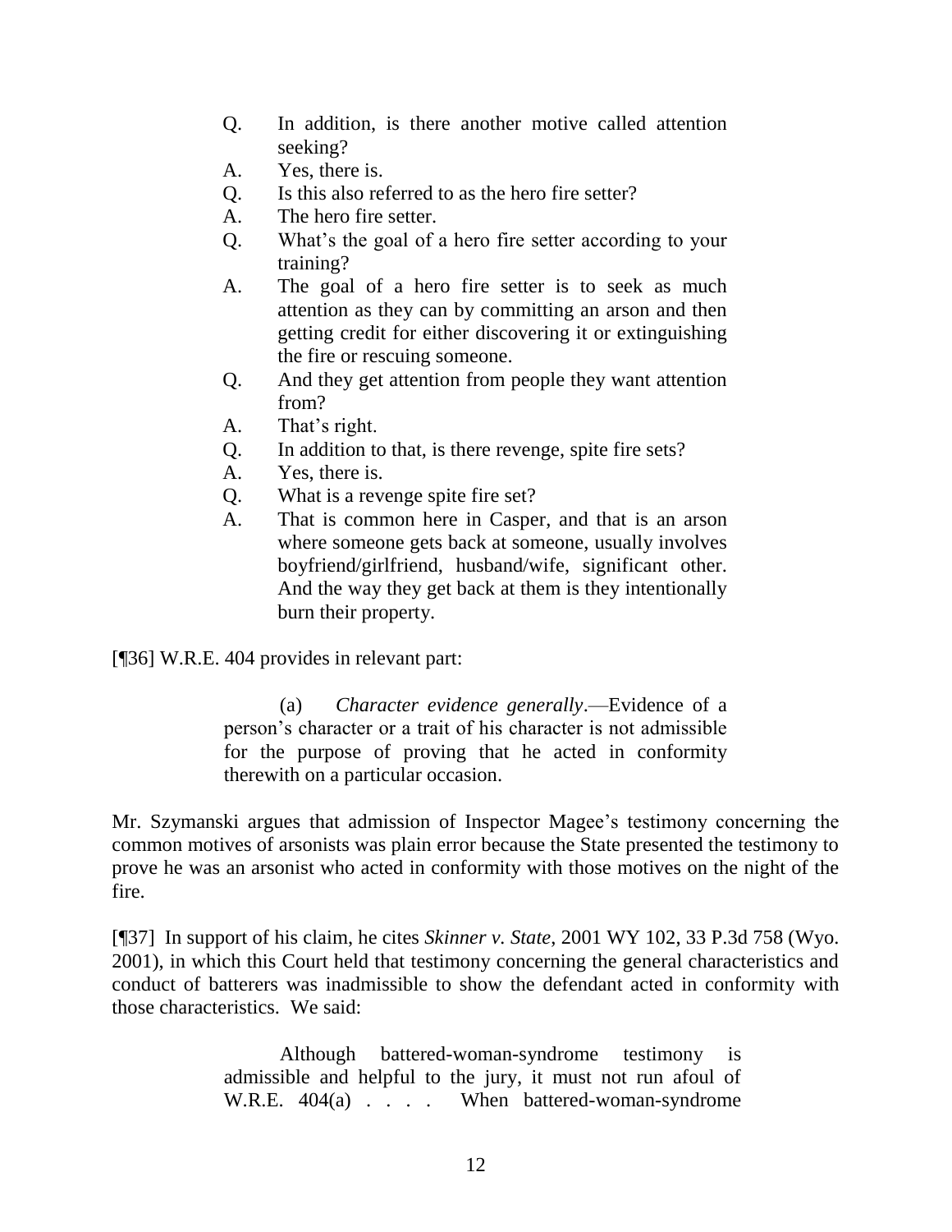Q. In addition, is there another motive called attention seeking?

A. Yes, there is.

Q. Is this also referred to as the hero fire setter?

A. The hero fire setter.

Q. What's the goal of a hero fire setter according to your training?

A. The goal of a hero fire setter is to seek as much attention as they can by committing an arson and then getting credit for either discovering it or extinguishing the fire or rescuing someone.

Q. And they get attention from people they want attention from?

A. That's right.

Q. In addition to that, is there revenge, spite fire sets?

A. Yes, there is.

Q. What is a revenge spite fire set?

A. That is common here in Casper, and that is an arson where someone gets back at someone, usually involves boyfriend/girlfriend, husband/wife, significant other. And the way they get back at them is they intentionally burn their property.

[¶36] W.R.E. 404 provides in relevant part:

> (a) *Character evidence generally*.—Evidence of a person's character or a trait of his character is not admissible for the purpose of proving that he acted in conformity therewith on a particular occasion.

Mr. Szymanski argues that admission of Inspector Magee's testimony concerning the common motives of arsonists was plain error because the State presented the testimony to prove he was an arsonist who acted in conformity with those motives on the night of the fire.

[¶37] In support of his claim, he cites *Skinner v. State*, 2001 WY 102, 33 P.3d 758 (Wyo. 2001), in which this Court held that testimony concerning the general characteristics and conduct of batterers was inadmissible to show the defendant acted in conformity with those characteristics. We said:

> Although battered-woman-syndrome testimony is admissible and helpful to the jury, it must not run afoul of W.R.E. 404(a) . . . . When battered-woman-syndrome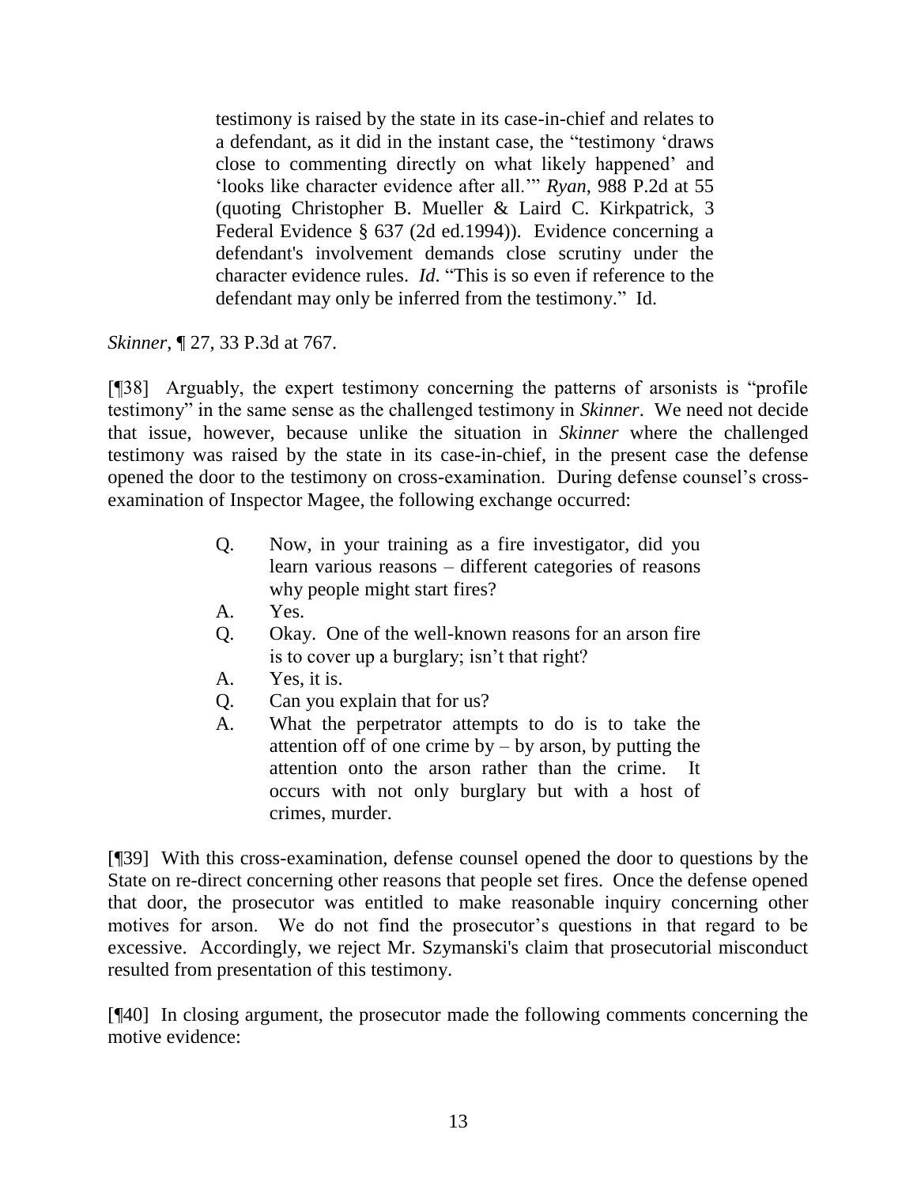> testimony is raised by the state in its case-in-chief and relates to a defendant, as it did in the instant case, the "testimony 'draws close to commenting directly on what likely happened' and 'looks like character evidence after all.'" *Ryan*, 988 P.2d at 55 (quoting Christopher B. Mueller & Laird C. Kirkpatrick, 3 Federal Evidence § 637 (2d ed.1994)). Evidence concerning a defendant's involvement demands close scrutiny under the character evidence rules. *Id*. "This is so even if reference to the defendant may only be inferred from the testimony." Id.

*Skinner*, ¶ 27, 33 P.3d at 767.

[¶38] Arguably, the expert testimony concerning the patterns of arsonists is "profile testimony" in the same sense as the challenged testimony in *Skinner*. We need not decide that issue, however, because unlike the situation in *Skinner* where the challenged testimony was raised by the state in its case-in-chief, in the present case the defense opened the door to the testimony on cross-examination. During defense counsel's cross-examination of Inspector Magee, the following exchange occurred:

> Q. Now, in your training as a fire investigator, did you learn various reasons – different categories of reasons why people might start fires?
>
> A. Yes.
>
> Q. Okay. One of the well-known reasons for an arson fire is to cover up a burglary; isn't that right?
>
> A. Yes, it is.
>
> Q. Can you explain that for us?
>
> A. What the perpetrator attempts to do is to take the attention off of one crime by – by arson, by putting the attention onto the arson rather than the crime. It occurs with not only burglary but with a host of crimes, murder.

[¶39] With this cross-examination, defense counsel opened the door to questions by the State on re-direct concerning other reasons that people set fires. Once the defense opened that door, the prosecutor was entitled to make reasonable inquiry concerning other motives for arson. We do not find the prosecutor's questions in that regard to be excessive. Accordingly, we reject Mr. Szymanski's claim that prosecutorial misconduct resulted from presentation of this testimony.

[¶40] In closing argument, the prosecutor made the following comments concerning the motive evidence: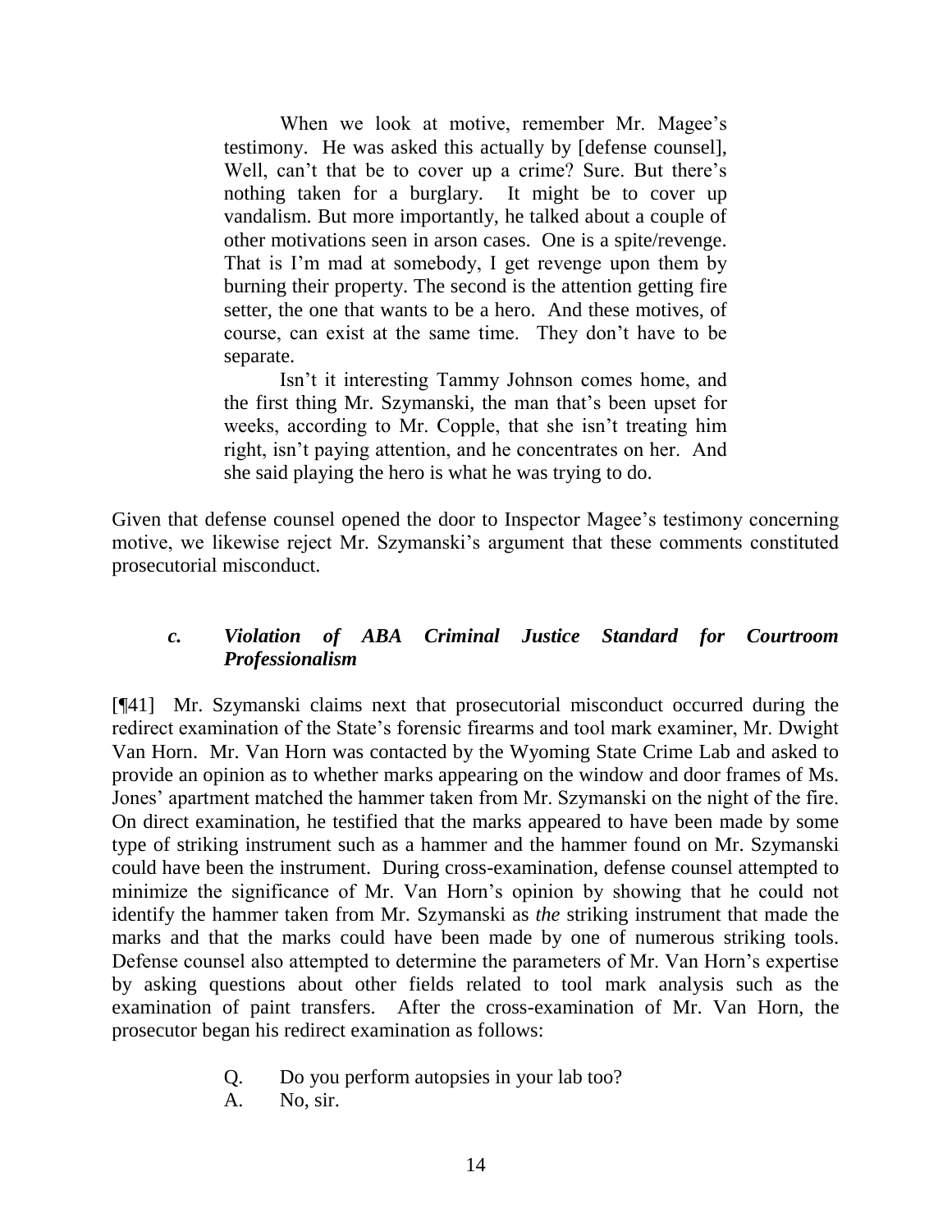> When we look at motive, remember Mr. Magee's testimony. He was asked this actually by [defense counsel], Well, can't that be to cover up a crime? Sure. But there's nothing taken for a burglary. It might be to cover up vandalism. But more importantly, he talked about a couple of other motivations seen in arson cases. One is a spite/revenge. That is I'm mad at somebody, I get revenge upon them by burning their property. The second is the attention getting fire setter, the one that wants to be a hero. And these motives, of course, can exist at the same time. They don't have to be separate.
>
> Isn't it interesting Tammy Johnson comes home, and the first thing Mr. Szymanski, the man that's been upset for weeks, according to Mr. Copple, that she isn't treating him right, isn't paying attention, and he concentrates on her. And she said playing the hero is what he was trying to do.

Given that defense counsel opened the door to Inspector Magee's testimony concerning motive, we likewise reject Mr. Szymanski's argument that these comments constituted prosecutorial misconduct.

### *c. Violation of ABA Criminal Justice Standard for Courtroom Professionalism*

[¶41] Mr. Szymanski claims next that prosecutorial misconduct occurred during the redirect examination of the State's forensic firearms and tool mark examiner, Mr. Dwight Van Horn. Mr. Van Horn was contacted by the Wyoming State Crime Lab and asked to provide an opinion as to whether marks appearing on the window and door frames of Ms. Jones' apartment matched the hammer taken from Mr. Szymanski on the night of the fire. On direct examination, he testified that the marks appeared to have been made by some type of striking instrument such as a hammer and the hammer found on Mr. Szymanski could have been the instrument. During cross-examination, defense counsel attempted to minimize the significance of Mr. Van Horn's opinion by showing that he could not identify the hammer taken from Mr. Szymanski as *the* striking instrument that made the marks and that the marks could have been made by one of numerous striking tools. Defense counsel also attempted to determine the parameters of Mr. Van Horn's expertise by asking questions about other fields related to tool mark analysis such as the examination of paint transfers. After the cross-examination of Mr. Van Horn, the prosecutor began his redirect examination as follows:

> Q. Do you perform autopsies in your lab too?
>
> A. No, sir.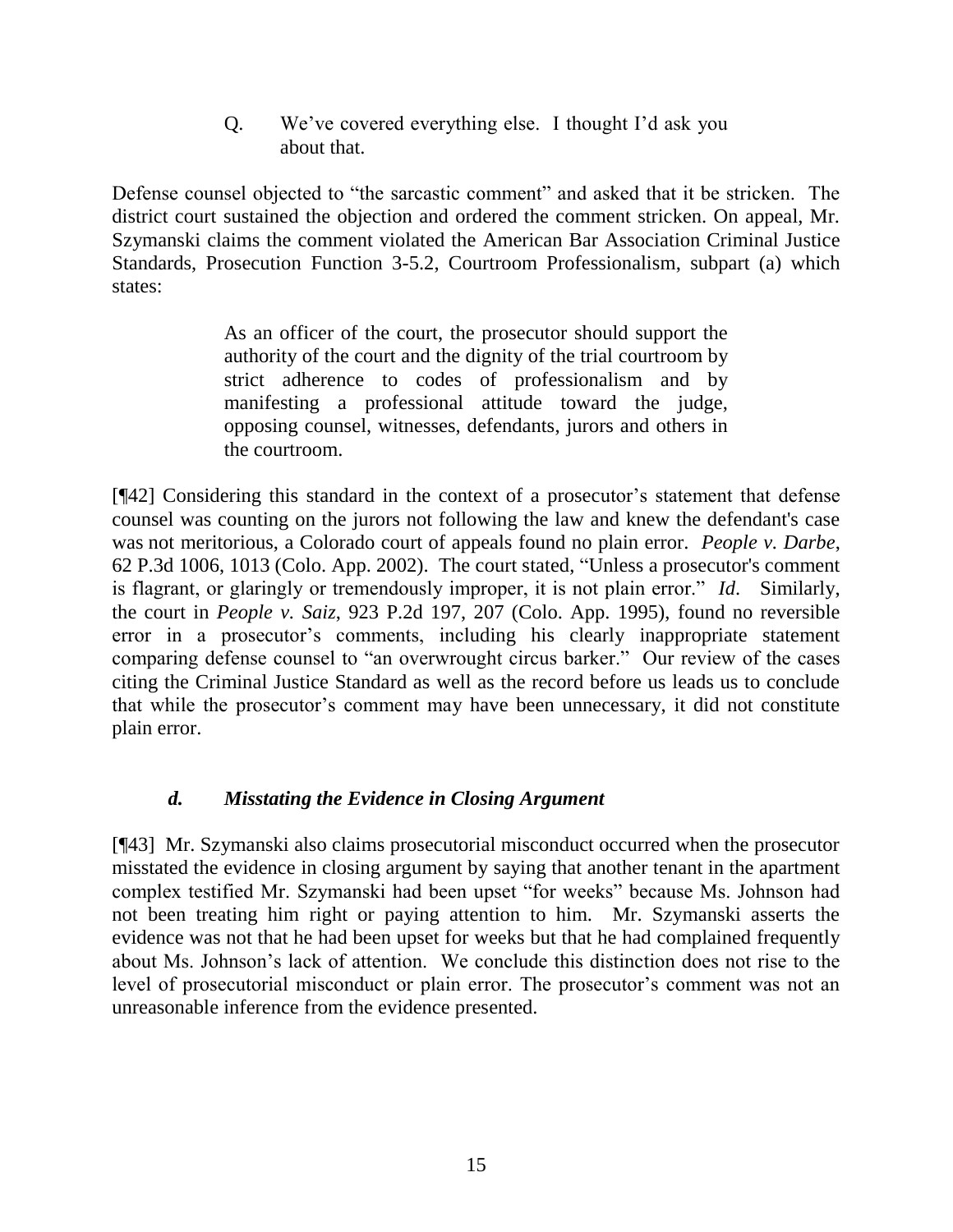> Q. We've covered everything else. I thought I'd ask you about that.

Defense counsel objected to "the sarcastic comment" and asked that it be stricken. The district court sustained the objection and ordered the comment stricken. On appeal, Mr. Szymanski claims the comment violated the American Bar Association Criminal Justice Standards, Prosecution Function 3-5.2, Courtroom Professionalism, subpart (a) which states:

> As an officer of the court, the prosecutor should support the authority of the court and the dignity of the trial courtroom by strict adherence to codes of professionalism and by manifesting a professional attitude toward the judge, opposing counsel, witnesses, defendants, jurors and others in the courtroom.

[¶42] Considering this standard in the context of a prosecutor's statement that defense counsel was counting on the jurors not following the law and knew the defendant's case was not meritorious, a Colorado court of appeals found no plain error. *People v. Darbe*, 62 P.3d 1006, 1013 (Colo. App. 2002). The court stated, "Unless a prosecutor's comment is flagrant, or glaringly or tremendously improper, it is not plain error." *Id*. Similarly, the court in *People v. Saiz*, 923 P.2d 197, 207 (Colo. App. 1995), found no reversible error in a prosecutor's comments, including his clearly inappropriate statement comparing defense counsel to "an overwrought circus barker." Our review of the cases citing the Criminal Justice Standard as well as the record before us leads us to conclude that while the prosecutor's comment may have been unnecessary, it did not constitute plain error.

### *d. Misstating the Evidence in Closing Argument*

[¶43] Mr. Szymanski also claims prosecutorial misconduct occurred when the prosecutor misstated the evidence in closing argument by saying that another tenant in the apartment complex testified Mr. Szymanski had been upset "for weeks" because Ms. Johnson had not been treating him right or paying attention to him. Mr. Szymanski asserts the evidence was not that he had been upset for weeks but that he had complained frequently about Ms. Johnson's lack of attention. We conclude this distinction does not rise to the level of prosecutorial misconduct or plain error. The prosecutor's comment was not an unreasonable inference from the evidence presented.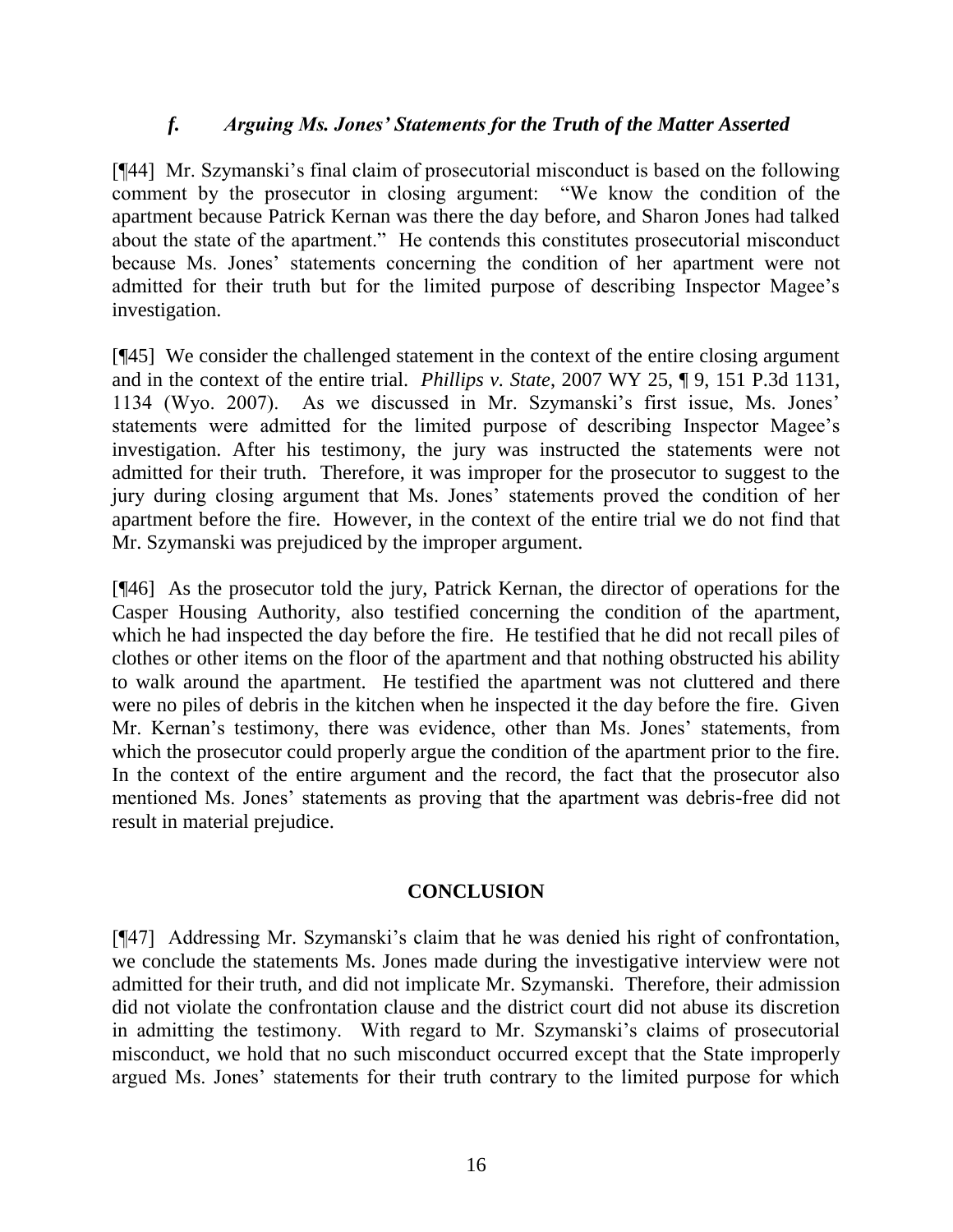### *f. Arguing Ms. Jones' Statements for the Truth of the Matter Asserted*

[¶44] Mr. Szymanski's final claim of prosecutorial misconduct is based on the following comment by the prosecutor in closing argument: "We know the condition of the apartment because Patrick Kernan was there the day before, and Sharon Jones had talked about the state of the apartment." He contends this constitutes prosecutorial misconduct because Ms. Jones' statements concerning the condition of her apartment were not admitted for their truth but for the limited purpose of describing Inspector Magee's investigation.

[¶45] We consider the challenged statement in the context of the entire closing argument and in the context of the entire trial. *Phillips v. State*, 2007 WY 25, ¶ 9, 151 P.3d 1131, 1134 (Wyo. 2007). As we discussed in Mr. Szymanski's first issue, Ms. Jones' statements were admitted for the limited purpose of describing Inspector Magee's investigation. After his testimony, the jury was instructed the statements were not admitted for their truth. Therefore, it was improper for the prosecutor to suggest to the jury during closing argument that Ms. Jones' statements proved the condition of her apartment before the fire. However, in the context of the entire trial we do not find that Mr. Szymanski was prejudiced by the improper argument.

[¶46] As the prosecutor told the jury, Patrick Kernan, the director of operations for the Casper Housing Authority, also testified concerning the condition of the apartment, which he had inspected the day before the fire. He testified that he did not recall piles of clothes or other items on the floor of the apartment and that nothing obstructed his ability to walk around the apartment. He testified the apartment was not cluttered and there were no piles of debris in the kitchen when he inspected it the day before the fire. Given Mr. Kernan's testimony, there was evidence, other than Ms. Jones' statements, from which the prosecutor could properly argue the condition of the apartment prior to the fire. In the context of the entire argument and the record, the fact that the prosecutor also mentioned Ms. Jones' statements as proving that the apartment was debris-free did not result in material prejudice.

## CONCLUSION

[¶47] Addressing Mr. Szymanski's claim that he was denied his right of confrontation, we conclude the statements Ms. Jones made during the investigative interview were not admitted for their truth, and did not implicate Mr. Szymanski. Therefore, their admission did not violate the confrontation clause and the district court did not abuse its discretion in admitting the testimony. With regard to Mr. Szymanski's claims of prosecutorial misconduct, we hold that no such misconduct occurred except that the State improperly argued Ms. Jones' statements for their truth contrary to the limited purpose for which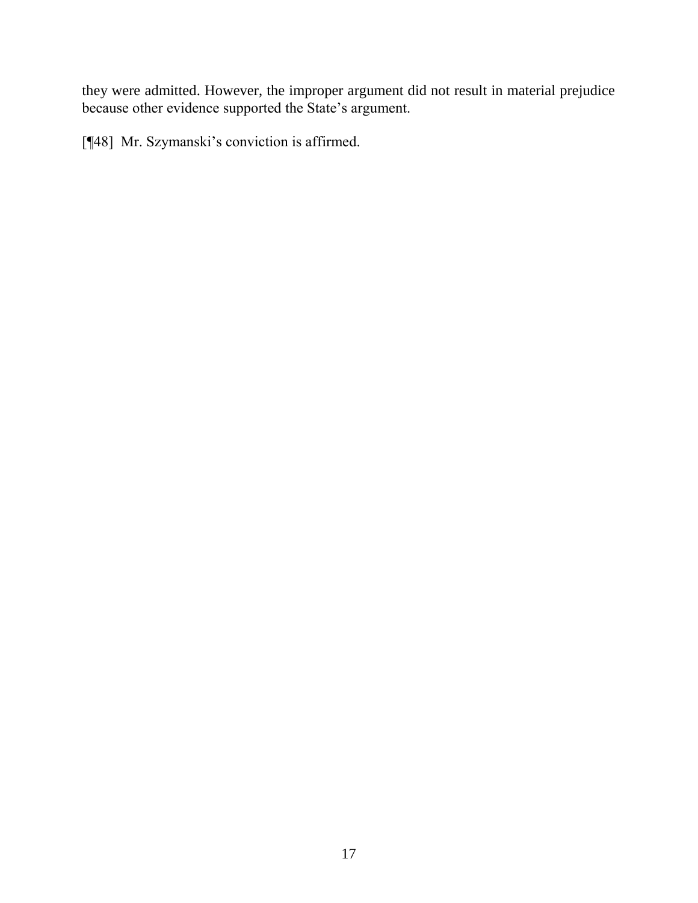they were admitted. However, the improper argument did not result in material prejudice because other evidence supported the State's argument.

[¶48] Mr. Szymanski's conviction is affirmed.